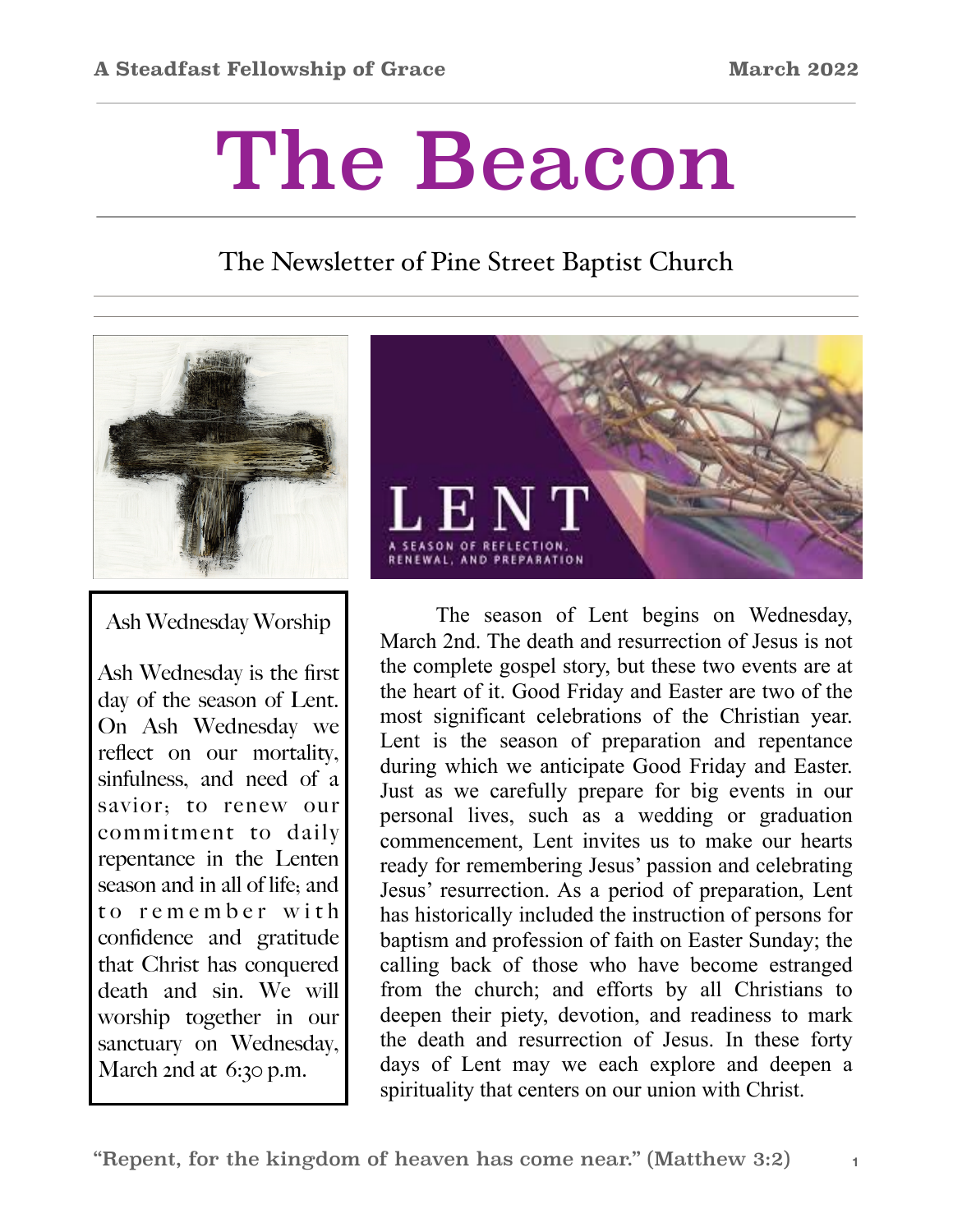A Steadfast Fellowship of Grace | March 2022

# The Beacon

## The Newsletter of Pine Street Baptist Church

LENT

A SEASON OF REFLECTION, RENEWAL, AND PREPARATION

### Ash Wednesday Worship

Ash Wednesday is the first day of the season of Lent. On Ash Wednesday we reflect on our mortality, sinfulness, and need of a savior; to renew our commitment to daily repentance in the Lenten season and in all of life; and to remember with confidence and gratitude that Christ has conquered death and sin. We will worship together in our sanctuary on Wednesday, March 2nd at 6:30 p.m.

The season of Lent begins on Wednesday, March 2nd. The death and resurrection of Jesus is not the complete gospel story, but these two events are at the heart of it. Good Friday and Easter are two of the most significant celebrations of the Christian year. Lent is the season of preparation and repentance during which we anticipate Good Friday and Easter. Just as we carefully prepare for big events in our personal lives, such as a wedding or graduation commencement, Lent invites us to make our hearts ready for remembering Jesus' passion and celebrating Jesus' resurrection. As a period of preparation, Lent has historically included the instruction of persons for baptism and profession of faith on Easter Sunday; the calling back of those who have become estranged from the church; and efforts by all Christians to deepen their piety, devotion, and readiness to mark the death and resurrection of Jesus. In these forty days of Lent may we each explore and deepen a spirituality that centers on our union with Christ.

"Repent, for the kingdom of heaven has come near." (Matthew 3:2)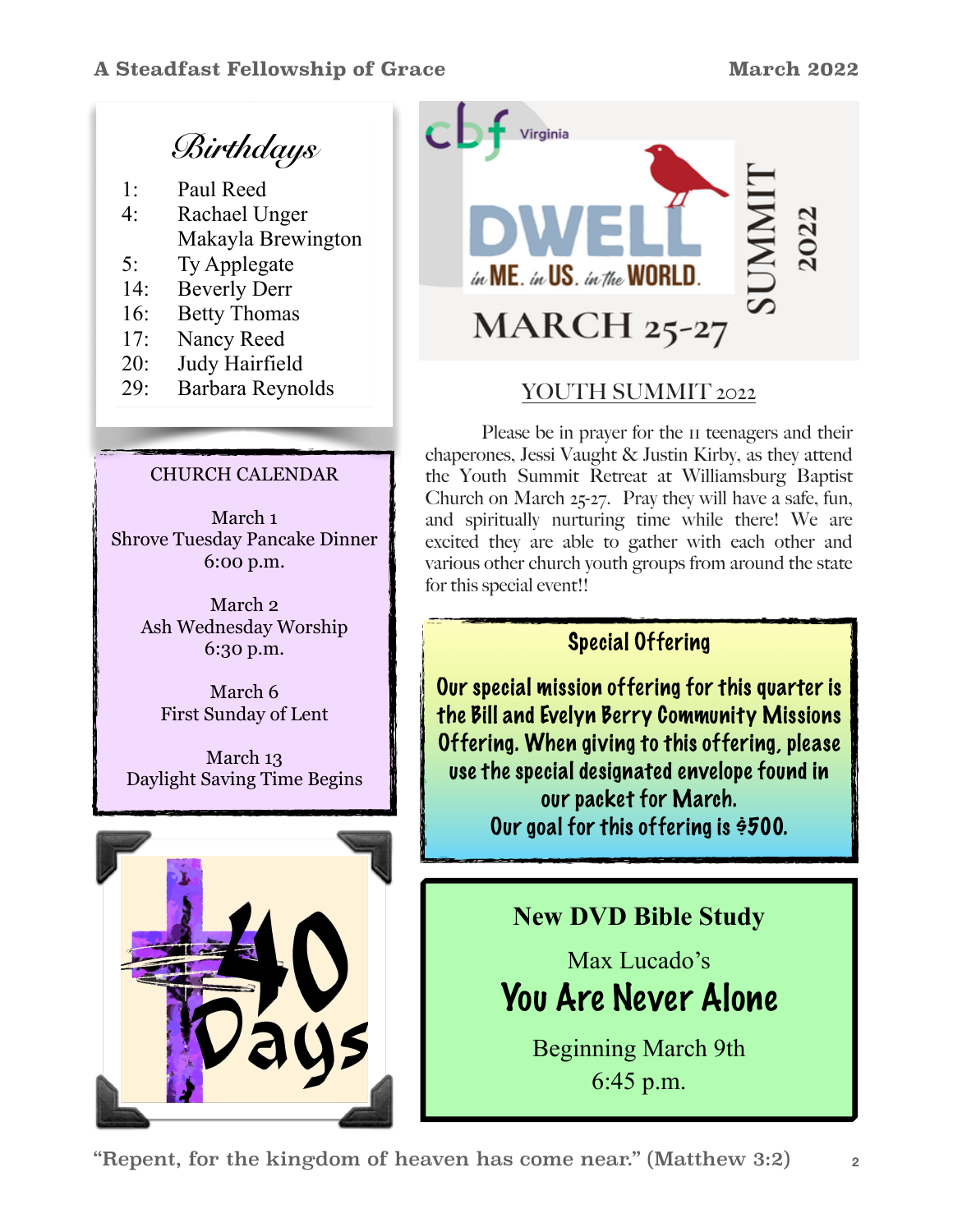## Birthdays

1: Paul Reed
4: Rachael Unger
Makayla Brewington
5: Ty Applegate
14: Beverly Derr
16: Betty Thomas
17: Nancy Reed
20: Judy Hairfield
29: Barbara Reynolds

### CHURCH CALENDAR

March 1
Shrove Tuesday Pancake Dinner
6:00 p.m.

March 2
Ash Wednesday Worship
6:30 p.m.

March 6
First Sunday of Lent

March 13
Daylight Saving Time Begins

cbf Virginia
DWELL in ME. in US. in the WORLD.
MARCH 25-27
SUMMIT 2022

### YOUTH SUMMIT 2022

Please be in prayer for the 11 teenagers and their chaperones, Jessi Vaught & Justin Kirby, as they attend the Youth Summit Retreat at Williamsburg Baptist Church on March 25-27. Pray they will have a safe, fun, and spiritually nurturing time while there! We are excited they are able to gather with each other and various other church youth groups from around the state for this special event!!

### Special Offering

**Our special mission offering for this quarter is the Bill and Evelyn Berry Community Missions Offering. When giving to this offering, please use the special designated envelope found in our packet for March.**
**Our goal for this offering is $500.**

40 Days

### New DVD Bible Study

Max Lucado's
**You Are Never Alone**

Beginning March 9th
6:45 p.m.

"Repent, for the kingdom of heaven has come near." (Matthew 3:2)